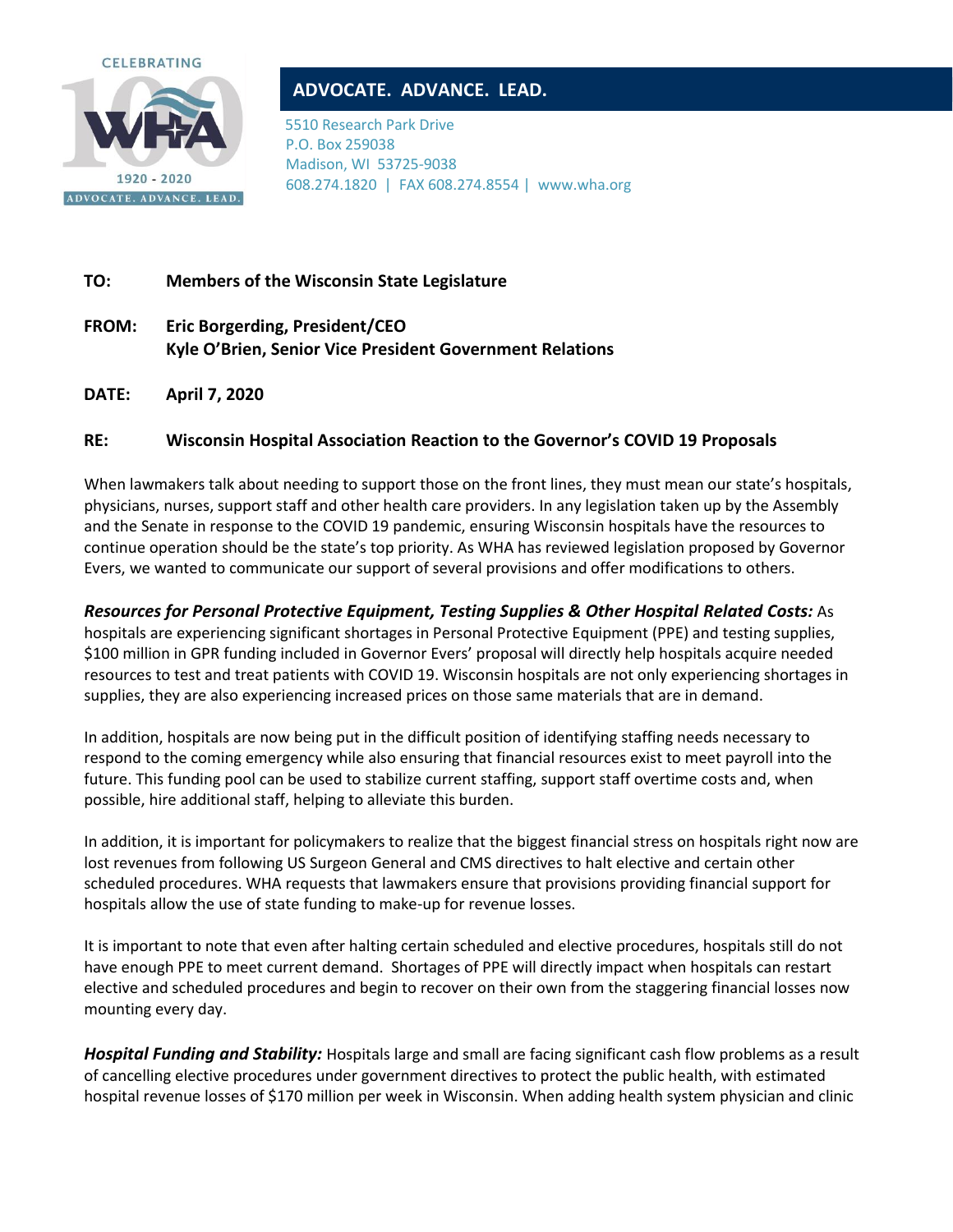CELEBRATING

1920 - 2020

ADVOCATE. ADVANCE. LEAD.

**ADVOCATE. ADVANCE. LEAD.**

5510 Research Park Drive
P.O. Box 259038
Madison, WI 53725-9038
608.274.1820 | FAX 608.274.8554 | www.wha.org

**TO:** **Members of the Wisconsin State Legislature**

**FROM:** **Eric Borgerding, President/CEO**
**Kyle O'Brien, Senior Vice President Government Relations**

**DATE:** **April 7, 2020**

**RE:** **Wisconsin Hospital Association Reaction to the Governor's COVID 19 Proposals**

When lawmakers talk about needing to support those on the front lines, they must mean our state's hospitals, physicians, nurses, support staff and other health care providers. In any legislation taken up by the Assembly and the Senate in response to the COVID 19 pandemic, ensuring Wisconsin hospitals have the resources to continue operation should be the state's top priority. As WHA has reviewed legislation proposed by Governor Evers, we wanted to communicate our support of several provisions and offer modifications to others.

***Resources for Personal Protective Equipment, Testing Supplies & Other Hospital Related Costs:*** As hospitals are experiencing significant shortages in Personal Protective Equipment (PPE) and testing supplies, $100 million in GPR funding included in Governor Evers' proposal will directly help hospitals acquire needed resources to test and treat patients with COVID 19. Wisconsin hospitals are not only experiencing shortages in supplies, they are also experiencing increased prices on those same materials that are in demand.

In addition, hospitals are now being put in the difficult position of identifying staffing needs necessary to respond to the coming emergency while also ensuring that financial resources exist to meet payroll into the future. This funding pool can be used to stabilize current staffing, support staff overtime costs and, when possible, hire additional staff, helping to alleviate this burden.

In addition, it is important for policymakers to realize that the biggest financial stress on hospitals right now are lost revenues from following US Surgeon General and CMS directives to halt elective and certain other scheduled procedures. WHA requests that lawmakers ensure that provisions providing financial support for hospitals allow the use of state funding to make-up for revenue losses.

It is important to note that even after halting certain scheduled and elective procedures, hospitals still do not have enough PPE to meet current demand. Shortages of PPE will directly impact when hospitals can restart elective and scheduled procedures and begin to recover on their own from the staggering financial losses now mounting every day.

***Hospital Funding and Stability:*** Hospitals large and small are facing significant cash flow problems as a result of cancelling elective procedures under government directives to protect the public health, with estimated hospital revenue losses of $170 million per week in Wisconsin. When adding health system physician and clinic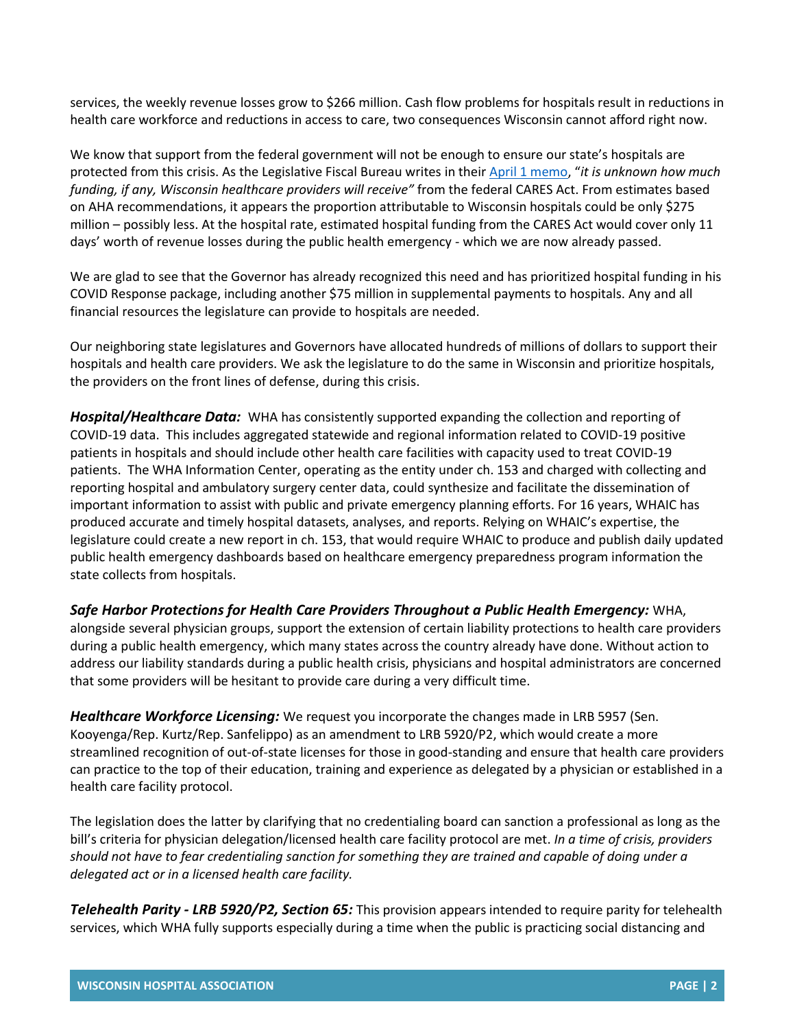services, the weekly revenue losses grow to $266 million. Cash flow problems for hospitals result in reductions in health care workforce and reductions in access to care, two consequences Wisconsin cannot afford right now.

We know that support from the federal government will not be enough to ensure our state's hospitals are protected from this crisis. As the Legislative Fiscal Bureau writes in their April 1 memo, "*it is unknown how much funding, if any, Wisconsin healthcare providers will receive"* from the federal CARES Act. From estimates based on AHA recommendations, it appears the proportion attributable to Wisconsin hospitals could be only $275 million – possibly less. At the hospital rate, estimated hospital funding from the CARES Act would cover only 11 days' worth of revenue losses during the public health emergency - which we are now already passed.

We are glad to see that the Governor has already recognized this need and has prioritized hospital funding in his COVID Response package, including another $75 million in supplemental payments to hospitals. Any and all financial resources the legislature can provide to hospitals are needed.

Our neighboring state legislatures and Governors have allocated hundreds of millions of dollars to support their hospitals and health care providers. We ask the legislature to do the same in Wisconsin and prioritize hospitals, the providers on the front lines of defense, during this crisis.

***Hospital/Healthcare Data:*** WHA has consistently supported expanding the collection and reporting of COVID-19 data. This includes aggregated statewide and regional information related to COVID-19 positive patients in hospitals and should include other health care facilities with capacity used to treat COVID-19 patients. The WHA Information Center, operating as the entity under ch. 153 and charged with collecting and reporting hospital and ambulatory surgery center data, could synthesize and facilitate the dissemination of important information to assist with public and private emergency planning efforts. For 16 years, WHAIC has produced accurate and timely hospital datasets, analyses, and reports. Relying on WHAIC's expertise, the legislature could create a new report in ch. 153, that would require WHAIC to produce and publish daily updated public health emergency dashboards based on healthcare emergency preparedness program information the state collects from hospitals.

***Safe Harbor Protections for Health Care Providers Throughout a Public Health Emergency:*** WHA, alongside several physician groups, support the extension of certain liability protections to health care providers during a public health emergency, which many states across the country already have done. Without action to address our liability standards during a public health crisis, physicians and hospital administrators are concerned that some providers will be hesitant to provide care during a very difficult time.

***Healthcare Workforce Licensing:*** We request you incorporate the changes made in LRB 5957 (Sen. Kooyenga/Rep. Kurtz/Rep. Sanfelippo) as an amendment to LRB 5920/P2, which would create a more streamlined recognition of out-of-state licenses for those in good-standing and ensure that health care providers can practice to the top of their education, training and experience as delegated by a physician or established in a health care facility protocol.

The legislation does the latter by clarifying that no credentialing board can sanction a professional as long as the bill's criteria for physician delegation/licensed health care facility protocol are met. *In a time of crisis, providers should not have to fear credentialing sanction for something they are trained and capable of doing under a delegated act or in a licensed health care facility.*

***Telehealth Parity - LRB 5920/P2, Section 65:*** This provision appears intended to require parity for telehealth services, which WHA fully supports especially during a time when the public is practicing social distancing and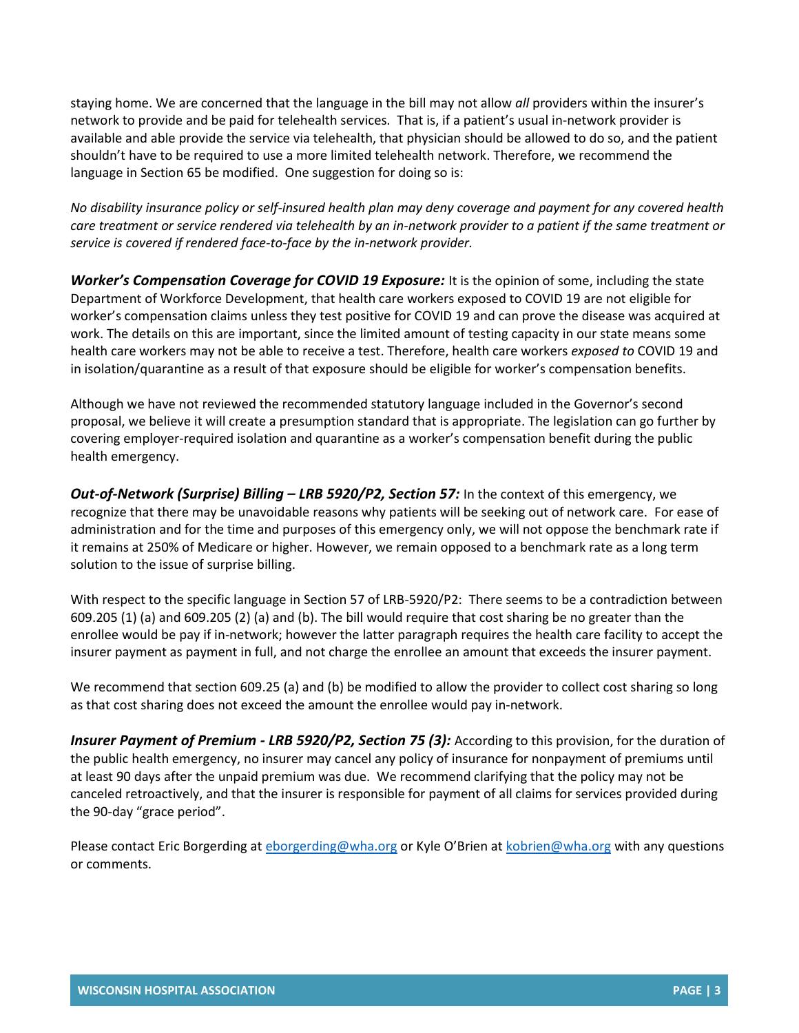staying home. We are concerned that the language in the bill may not allow *all* providers within the insurer's network to provide and be paid for telehealth services. That is, if a patient's usual in-network provider is available and able provide the service via telehealth, that physician should be allowed to do so, and the patient shouldn't have to be required to use a more limited telehealth network. Therefore, we recommend the language in Section 65 be modified. One suggestion for doing so is:

*No disability insurance policy or self-insured health plan may deny coverage and payment for any covered health care treatment or service rendered via telehealth by an in-network provider to a patient if the same treatment or service is covered if rendered face-to-face by the in-network provider.*

***Worker's Compensation Coverage for COVID 19 Exposure:*** It is the opinion of some, including the state Department of Workforce Development, that health care workers exposed to COVID 19 are not eligible for worker's compensation claims unless they test positive for COVID 19 and can prove the disease was acquired at work. The details on this are important, since the limited amount of testing capacity in our state means some health care workers may not be able to receive a test. Therefore, health care workers *exposed to* COVID 19 and in isolation/quarantine as a result of that exposure should be eligible for worker's compensation benefits.

Although we have not reviewed the recommended statutory language included in the Governor's second proposal, we believe it will create a presumption standard that is appropriate. The legislation can go further by covering employer-required isolation and quarantine as a worker's compensation benefit during the public health emergency.

***Out-of-Network (Surprise) Billing – LRB 5920/P2, Section 57:*** In the context of this emergency, we recognize that there may be unavoidable reasons why patients will be seeking out of network care. For ease of administration and for the time and purposes of this emergency only, we will not oppose the benchmark rate if it remains at 250% of Medicare or higher. However, we remain opposed to a benchmark rate as a long term solution to the issue of surprise billing.

With respect to the specific language in Section 57 of LRB-5920/P2: There seems to be a contradiction between 609.205 (1) (a) and 609.205 (2) (a) and (b). The bill would require that cost sharing be no greater than the enrollee would be pay if in-network; however the latter paragraph requires the health care facility to accept the insurer payment as payment in full, and not charge the enrollee an amount that exceeds the insurer payment.

We recommend that section 609.25 (a) and (b) be modified to allow the provider to collect cost sharing so long as that cost sharing does not exceed the amount the enrollee would pay in-network.

***Insurer Payment of Premium - LRB 5920/P2, Section 75 (3):*** According to this provision, for the duration of the public health emergency, no insurer may cancel any policy of insurance for nonpayment of premiums until at least 90 days after the unpaid premium was due. We recommend clarifying that the policy may not be canceled retroactively, and that the insurer is responsible for payment of all claims for services provided during the 90-day "grace period".

Please contact Eric Borgerding at eborgerding@wha.org or Kyle O'Brien at kobrien@wha.org with any questions or comments.